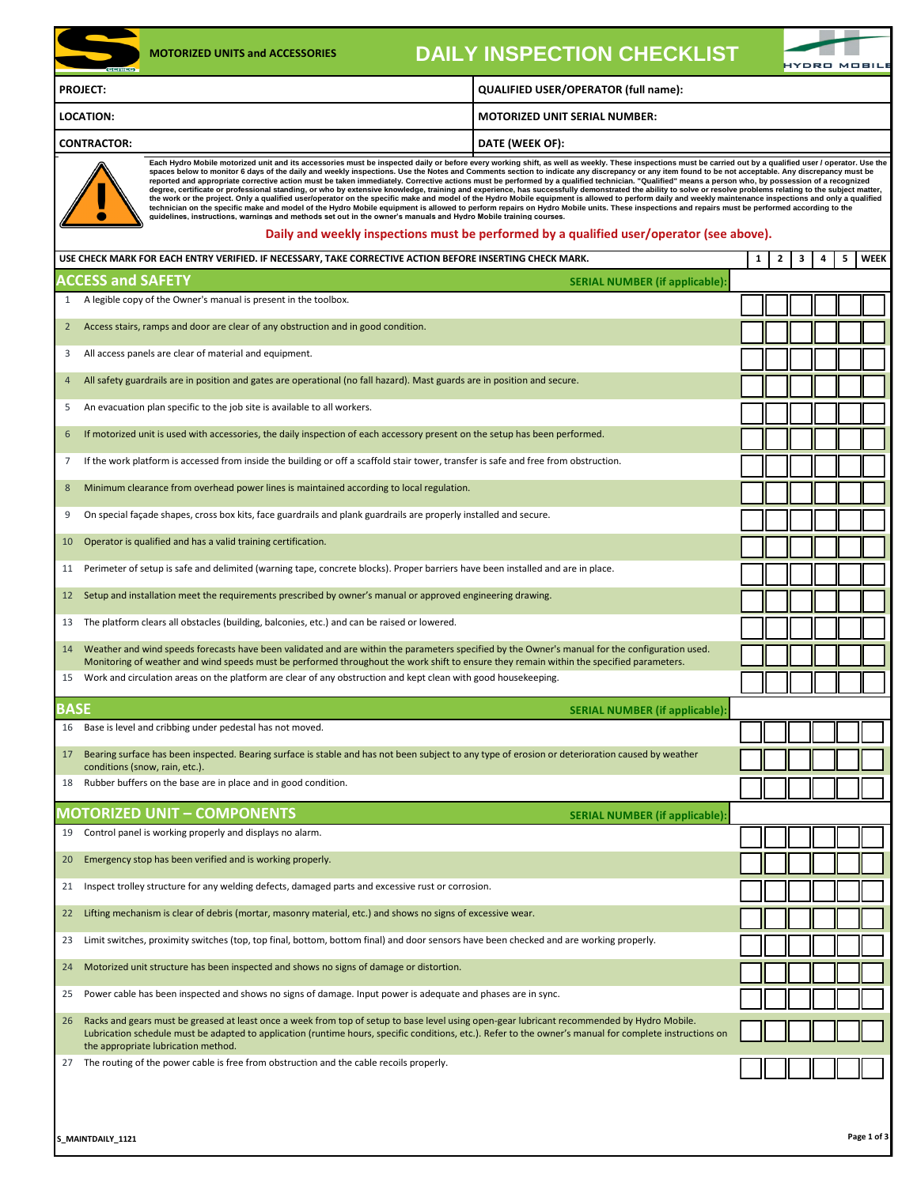MOTORIZED UNITS and ACCESSORIES

# DAILY INSPECTION CHECKLIST

| PROJECT: | QUALIFIED USER/OPERATOR (full name): |
|---|---|
| LOCATION: | MOTORIZED UNIT SERIAL NUMBER: |
| CONTRACTOR: | DATE (WEEK OF): |

Each Hydro Mobile motorized unit and its accessories must be inspected daily or before every working shift, as well as weekly. These inspections must be carried out by a qualified user / operator. Use the spaces below to monitor 6 days of the daily and weekly inspections. Use the Notes and Comments section to indicate any discrepancy or any item found to be not acceptable. Any discrepancy must be reported and appropriate corrective action must be taken immediately. Corrective actions must be performed by a qualified technician. "Qualified" means a person who, by possession of a recognized degree, certificate or professional standing, or who by extensive knowledge, training and experience, has successfully demonstrated the ability to solve or resolve problems relating to the subject matter, the work or the project. Only a qualified user/operator on the specific make and model of the Hydro Mobile equipment is allowed to perform daily and weekly maintenance inspections and only a qualified technician on the specific make and model of the Hydro Mobile equipment is allowed to perform repairs on Hydro Mobile units. These inspections and repairs must be performed according to the guidelines, instructions, warnings and methods set out in the owner's manuals and Hydro Mobile training courses.

**Daily and weekly inspections must be performed by a qualified user/operator (see above).**

| # | USE CHECK MARK FOR EACH ENTRY VERIFIED. IF NECESSARY, TAKE CORRECTIVE ACTION BEFORE INSERTING CHECK MARK. | 1 | 2 | 3 | 4 | 5 | WEEK |
|---|---|---|---|---|---|---|---|
| | **ACCESS and SAFETY** — SERIAL NUMBER (if applicable): | | | | | | |
| 1 | A legible copy of the Owner's manual is present in the toolbox. | | | | | | |
| 2 | Access stairs, ramps and door are clear of any obstruction and in good condition. | | | | | | |
| 3 | All access panels are clear of material and equipment. | | | | | | |
| 4 | All safety guardrails are in position and gates are operational (no fall hazard). Mast guards are in position and secure. | | | | | | |
| 5 | An evacuation plan specific to the job site is available to all workers. | | | | | | |
| 6 | If motorized unit is used with accessories, the daily inspection of each accessory present on the setup has been performed. | | | | | | |
| 7 | If the work platform is accessed from inside the building or off a scaffold stair tower, transfer is safe and free from obstruction. | | | | | | |
| 8 | Minimum clearance from overhead power lines is maintained according to local regulation. | | | | | | |
| 9 | On special façade shapes, cross box kits, face guardrails and plank guardrails are properly installed and secure. | | | | | | |
| 10 | Operator is qualified and has a valid training certification. | | | | | | |
| 11 | Perimeter of setup is safe and delimited (warning tape, concrete blocks). Proper barriers have been installed and are in place. | | | | | | |
| 12 | Setup and installation meet the requirements prescribed by owner's manual or approved engineering drawing. | | | | | | |
| 13 | The platform clears all obstacles (building, balconies, etc.) and can be raised or lowered. | | | | | | |
| 14 | Weather and wind speeds forecasts have been validated and are within the parameters specified by the Owner's manual for the configuration used. Monitoring of weather and wind speeds must be performed throughout the work shift to ensure they remain within the specified parameters. | | | | | | |
| 15 | Work and circulation areas on the platform are clear of any obstruction and kept clean with good housekeeping. | | | | | | |
| | **BASE** — SERIAL NUMBER (if applicable): | | | | | | |
| 16 | Base is level and cribbing under pedestal has not moved. | | | | | | |
| 17 | Bearing surface has been inspected. Bearing surface is stable and has not been subject to any type of erosion or deterioration caused by weather conditions (snow, rain, etc.). | | | | | | |
| 18 | Rubber buffers on the base are in place and in good condition. | | | | | | |
| | **MOTORIZED UNIT – COMPONENTS** — SERIAL NUMBER (if applicable): | | | | | | |
| 19 | Control panel is working properly and displays no alarm. | | | | | | |
| 20 | Emergency stop has been verified and is working properly. | | | | | | |
| 21 | Inspect trolley structure for any welding defects, damaged parts and excessive rust or corrosion. | | | | | | |
| 22 | Lifting mechanism is clear of debris (mortar, masonry material, etc.) and shows no signs of excessive wear. | | | | | | |
| 23 | Limit switches, proximity switches (top, top final, bottom, bottom final) and door sensors have been checked and are working properly. | | | | | | |
| 24 | Motorized unit structure has been inspected and shows no signs of damage or distortion. | | | | | | |
| 25 | Power cable has been inspected and shows no signs of damage. Input power is adequate and phases are in sync. | | | | | | |
| 26 | Racks and gears must be greased at least once a week from top of setup to base level using open-gear lubricant recommended by Hydro Mobile. Lubrication schedule must be adapted to application (runtime hours, specific conditions, etc.). Refer to the owner's manual for complete instructions on the appropriate lubrication method. | | | | | | |
| 27 | The routing of the power cable is free from obstruction and the cable recoils properly. | | | | | | |

S_MAINTDAILY_1121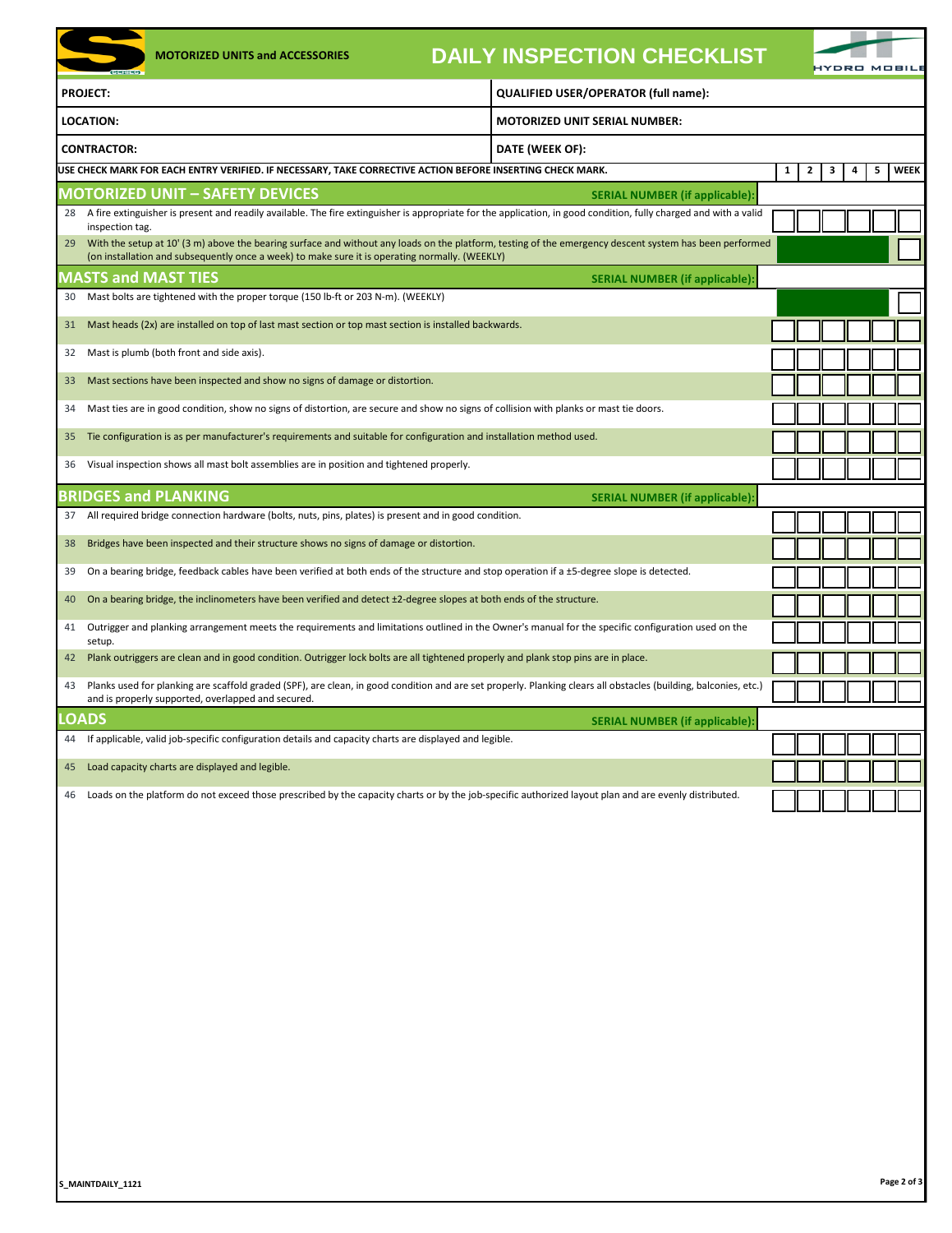MOTORIZED UNITS and ACCESSORIES

# DAILY INSPECTION CHECKLIST

| PROJECT: | QUALIFIED USER/OPERATOR (full name): |
|---|---|
| LOCATION: | MOTORIZED UNIT SERIAL NUMBER: |
| CONTRACTOR: | DATE (WEEK OF): |

| | USE CHECK MARK FOR EACH ENTRY VERIFIED. IF NECESSARY, TAKE CORRECTIVE ACTION BEFORE INSERTING CHECK MARK. | 1 | 2 | 3 | 4 | 5 | WEEK |
|---|---|---|---|---|---|---|---|
| | **MOTORIZED UNIT – SAFETY DEVICES** — SERIAL NUMBER (if applicable): | | | | | | |
| 28 | A fire extinguisher is present and readily available. The fire extinguisher is appropriate for the application, in good condition, fully charged and with a valid inspection tag. | ☐ | ☐ | ☐ | ☐ | ☐ | ☐ |
| 29 | With the setup at 10' (3 m) above the bearing surface and without any loads on the platform, testing of the emergency descent system has been performed (on installation and subsequently once a week) to make sure it is operating normally. (WEEKLY) | | | | | | ☐ |
| | **MASTS and MAST TIES** — SERIAL NUMBER (if applicable): | | | | | | |
| 30 | Mast bolts are tightened with the proper torque (150 lb-ft or 203 N-m). (WEEKLY) | | | | | | ☐ |
| 31 | Mast heads (2x) are installed on top of last mast section or top mast section is installed backwards. | ☐ | ☐ | ☐ | ☐ | ☐ | ☐ |
| 32 | Mast is plumb (both front and side axis). | ☐ | ☐ | ☐ | ☐ | ☐ | ☐ |
| 33 | Mast sections have been inspected and show no signs of damage or distortion. | ☐ | ☐ | ☐ | ☐ | ☐ | ☐ |
| 34 | Mast ties are in good condition, show no signs of distortion, are secure and show no signs of collision with planks or mast tie doors. | ☐ | ☐ | ☐ | ☐ | ☐ | ☐ |
| 35 | Tie configuration is as per manufacturer's requirements and suitable for configuration and installation method used. | ☐ | ☐ | ☐ | ☐ | ☐ | ☐ |
| 36 | Visual inspection shows all mast bolt assemblies are in position and tightened properly. | ☐ | ☐ | ☐ | ☐ | ☐ | ☐ |
| | **BRIDGES and PLANKING** — SERIAL NUMBER (if applicable): | | | | | | |
| 37 | All required bridge connection hardware (bolts, nuts, pins, plates) is present and in good condition. | ☐ | ☐ | ☐ | ☐ | ☐ | ☐ |
| 38 | Bridges have been inspected and their structure shows no signs of damage or distortion. | ☐ | ☐ | ☐ | ☐ | ☐ | ☐ |
| 39 | On a bearing bridge, feedback cables have been verified at both ends of the structure and stop operation if a ±5-degree slope is detected. | ☐ | ☐ | ☐ | ☐ | ☐ | ☐ |
| 40 | On a bearing bridge, the inclinometers have been verified and detect ±2-degree slopes at both ends of the structure. | ☐ | ☐ | ☐ | ☐ | ☐ | ☐ |
| 41 | Outrigger and planking arrangement meets the requirements and limitations outlined in the Owner's manual for the specific configuration used on the setup. | ☐ | ☐ | ☐ | ☐ | ☐ | ☐ |
| 42 | Plank outriggers are clean and in good condition. Outrigger lock bolts are all tightened properly and plank stop pins are in place. | ☐ | ☐ | ☐ | ☐ | ☐ | ☐ |
| 43 | Planks used for planking are scaffold graded (SPF), are clean, in good condition and are set properly. Planking clears all obstacles (building, balconies, etc.) and is properly supported, overlapped and secured. | ☐ | ☐ | ☐ | ☐ | ☐ | ☐ |
| | **LOADS** — SERIAL NUMBER (if applicable): | | | | | | |
| 44 | If applicable, valid job-specific configuration details and capacity charts are displayed and legible. | ☐ | ☐ | ☐ | ☐ | ☐ | ☐ |
| 45 | Load capacity charts are displayed and legible. | ☐ | ☐ | ☐ | ☐ | ☐ | ☐ |
| 46 | Loads on the platform do not exceed those prescribed by the capacity charts or by the job-specific authorized layout plan and are evenly distributed. | ☐ | ☐ | ☐ | ☐ | ☐ | ☐ |

S_MAINTDAILY_1121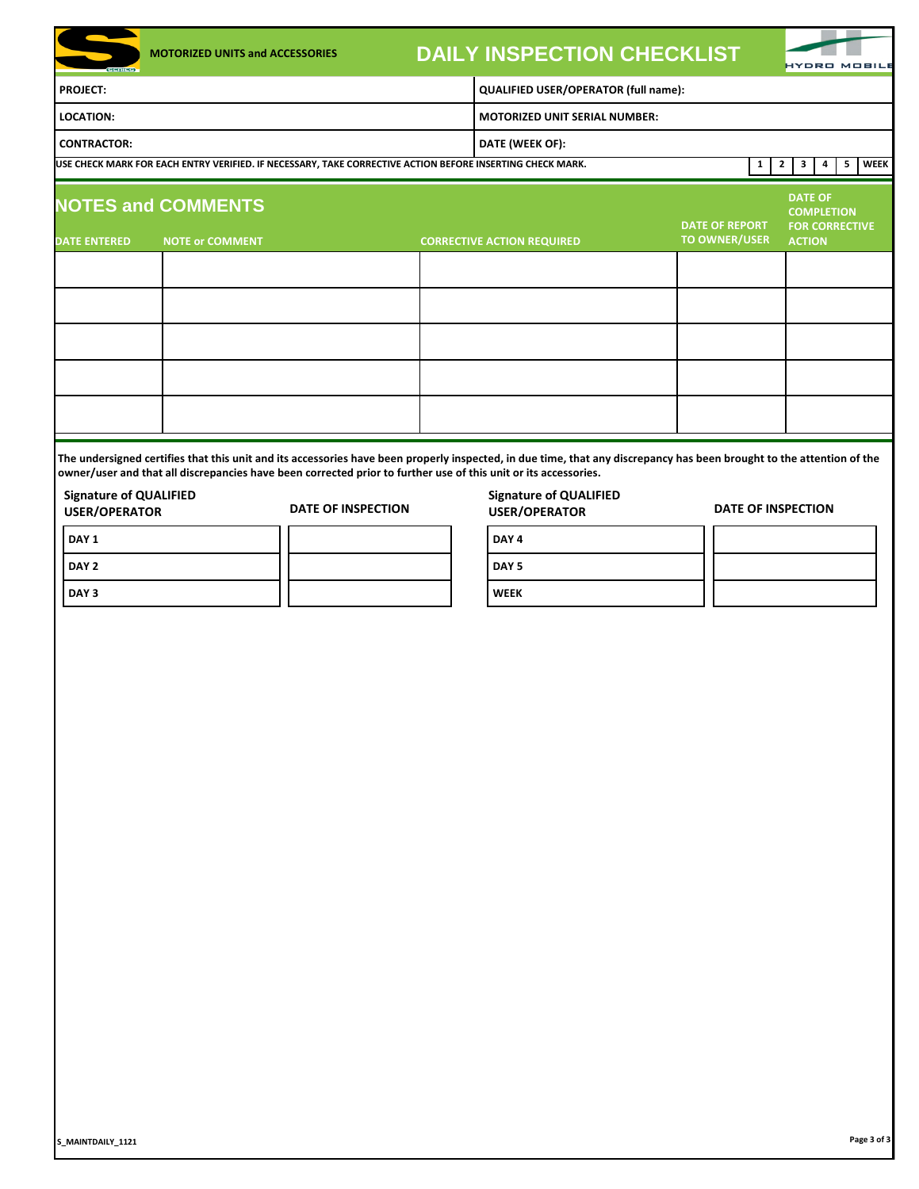MOTORIZED UNITS and ACCESSORIES

# DAILY INSPECTION CHECKLIST

| | |
|---|---|
| **PROJECT:** | **QUALIFIED USER/OPERATOR (full name):** |
| **LOCATION:** | **MOTORIZED UNIT SERIAL NUMBER:** |
| **CONTRACTOR:** | **DATE (WEEK OF):** |

**USE CHECK MARK FOR EACH ENTRY VERIFIED. IF NECESSARY, TAKE CORRECTIVE ACTION BEFORE INSERTING CHECK MARK.** | 1 | 2 | 3 | 4 | 5 | WEEK |

## NOTES and COMMENTS

| DATE ENTERED | NOTE or COMMENT | CORRECTIVE ACTION REQUIRED | DATE OF REPORT TO OWNER/USER | DATE OF COMPLETION FOR CORRECTIVE ACTION |
|---|---|---|---|---|
| | | | | |
| | | | | |
| | | | | |
| | | | | |
| | | | | |

**The undersigned certifies that this unit and its accessories have been properly inspected, in due time, that any discrepancy has been brought to the attention of the owner/user and that all discrepancies have been corrected prior to further use of this unit or its accessories.**

| Signature of QUALIFIED USER/OPERATOR | DATE OF INSPECTION | Signature of QUALIFIED USER/OPERATOR | DATE OF INSPECTION |
|---|---|---|---|
| DAY 1 | | DAY 4 | |
| DAY 2 | | DAY 5 | |
| DAY 3 | | WEEK | |

S_MAINTDAILY_1121